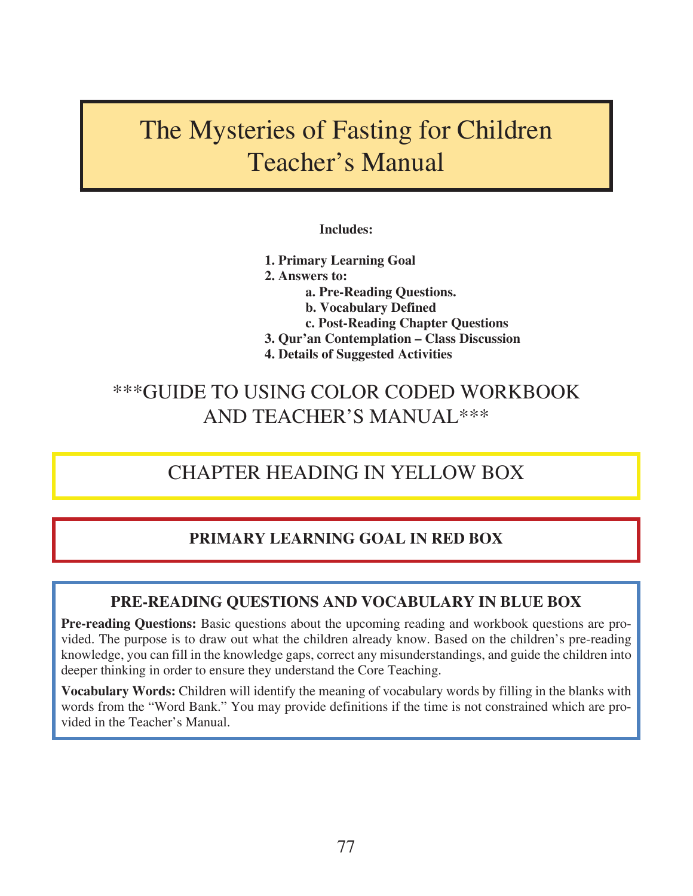# The Mysteries of Fasting for Children Teacher's Manual

**Includes:**

**1. Primary Learning Goal**
**2. Answers to:**
  **a. Pre-Reading Questions.**
  **b. Vocabulary Defined**
  **c. Post-Reading Chapter Questions**
**3. Qur'an Contemplation – Class Discussion**
**4. Details of Suggested Activities**

## ***GUIDE TO USING COLOR CODED WORKBOOK AND TEACHER'S MANUAL***

## CHAPTER HEADING IN YELLOW BOX

### PRIMARY LEARNING GOAL IN RED BOX

### PRE-READING QUESTIONS AND VOCABULARY IN BLUE BOX

**Pre-reading Questions:** Basic questions about the upcoming reading and workbook questions are provided. The purpose is to draw out what the children already know. Based on the children's pre-reading knowledge, you can fill in the knowledge gaps, correct any misunderstandings, and guide the children into deeper thinking in order to ensure they understand the Core Teaching.

**Vocabulary Words:** Children will identify the meaning of vocabulary words by filling in the blanks with words from the "Word Bank." You may provide definitions if the time is not constrained which are provided in the Teacher's Manual.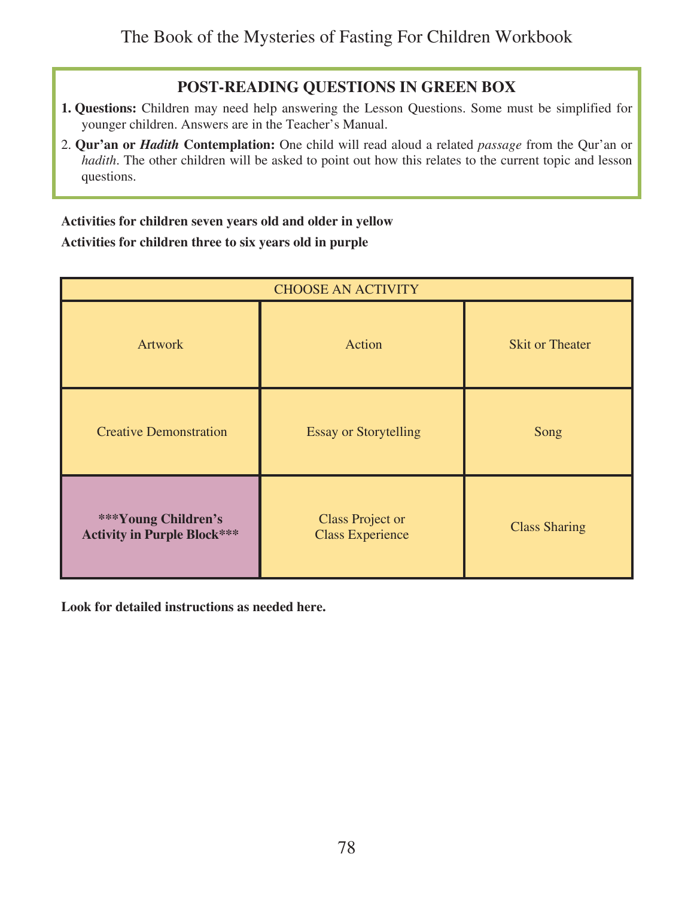## POST-READING QUESTIONS IN GREEN BOX

1. **Questions:** Children may need help answering the Lesson Questions. Some must be simplified for younger children. Answers are in the Teacher's Manual.
2. **Qur'an or *Hadith* Contemplation:** One child will read aloud a related *passage* from the Qur'an or *hadith*. The other children will be asked to point out how this relates to the current topic and lesson questions.

**Activities for children seven years old and older in yellow**

**Activities for children three to six years old in purple**

| CHOOSE AN ACTIVITY | | |
|---|---|---|
| Artwork | Action | Skit or Theater |
| Creative Demonstration | Essay or Storytelling | Song |
| **\*\*\*Young Children's Activity in Purple Block\*\*\*** | Class Project or Class Experience | Class Sharing |

**Look for detailed instructions as needed here.**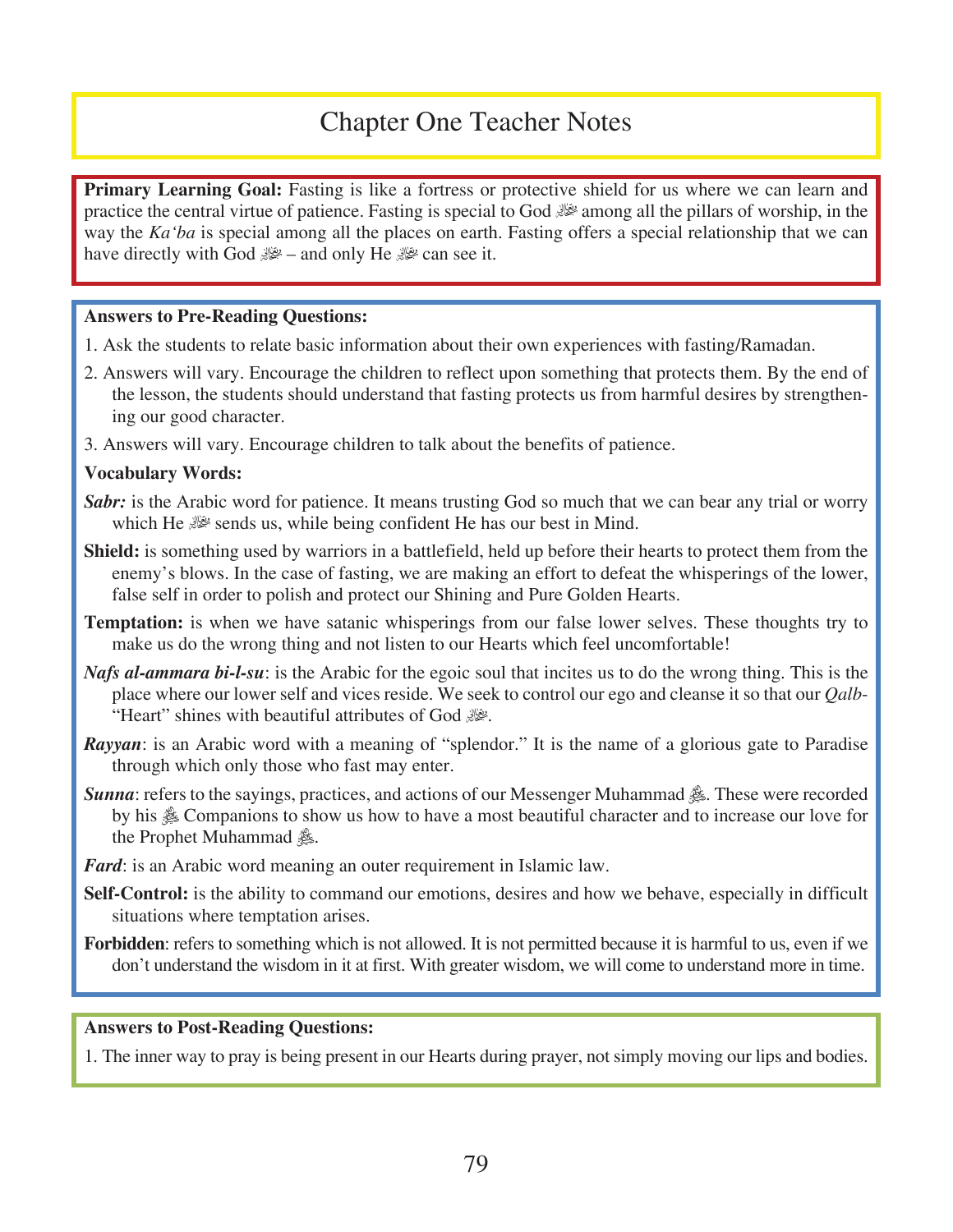# Chapter One Teacher Notes

**Primary Learning Goal:** Fasting is like a fortress or protective shield for us where we can learn and practice the central virtue of patience. Fasting is special to God ﷻ among all the pillars of worship, in the way the *Ka'ba* is special among all the places on earth. Fasting offers a special relationship that we can have directly with God ﷻ – and only He ﷻ can see it.

**Answers to Pre-Reading Questions:**

1. Ask the students to relate basic information about their own experiences with fasting/Ramadan.
2. Answers will vary. Encourage the children to reflect upon something that protects them. By the end of the lesson, the students should understand that fasting protects us from harmful desires by strengthening our good character.
3. Answers will vary. Encourage children to talk about the benefits of patience.

**Vocabulary Words:**

***Sabr:*** is the Arabic word for patience. It means trusting God so much that we can bear any trial or worry which He ﷻ sends us, while being confident He has our best in Mind.

**Shield:** is something used by warriors in a battlefield, held up before their hearts to protect them from the enemy's blows. In the case of fasting, we are making an effort to defeat the whisperings of the lower, false self in order to polish and protect our Shining and Pure Golden Hearts.

**Temptation:** is when we have satanic whisperings from our false lower selves. These thoughts try to make us do the wrong thing and not listen to our Hearts which feel uncomfortable!

***Nafs al-ammara bi-l-su***: is the Arabic for the egoic soul that incites us to do the wrong thing. This is the place where our lower self and vices reside. We seek to control our ego and cleanse it so that our *Qalb*-"Heart" shines with beautiful attributes of God ﷻ.

***Rayyan***: is an Arabic word with a meaning of "splendor." It is the name of a glorious gate to Paradise through which only those who fast may enter.

***Sunna***: refers to the sayings, practices, and actions of our Messenger Muhammad ﷺ. These were recorded by his ﷺ Companions to show us how to have a most beautiful character and to increase our love for the Prophet Muhammad ﷺ.

***Fard***: is an Arabic word meaning an outer requirement in Islamic law.

**Self-Control:** is the ability to command our emotions, desires and how we behave, especially in difficult situations where temptation arises.

**Forbidden**: refers to something which is not allowed. It is not permitted because it is harmful to us, even if we don't understand the wisdom in it at first. With greater wisdom, we will come to understand more in time.

**Answers to Post-Reading Questions:**

1. The inner way to pray is being present in our Hearts during prayer, not simply moving our lips and bodies.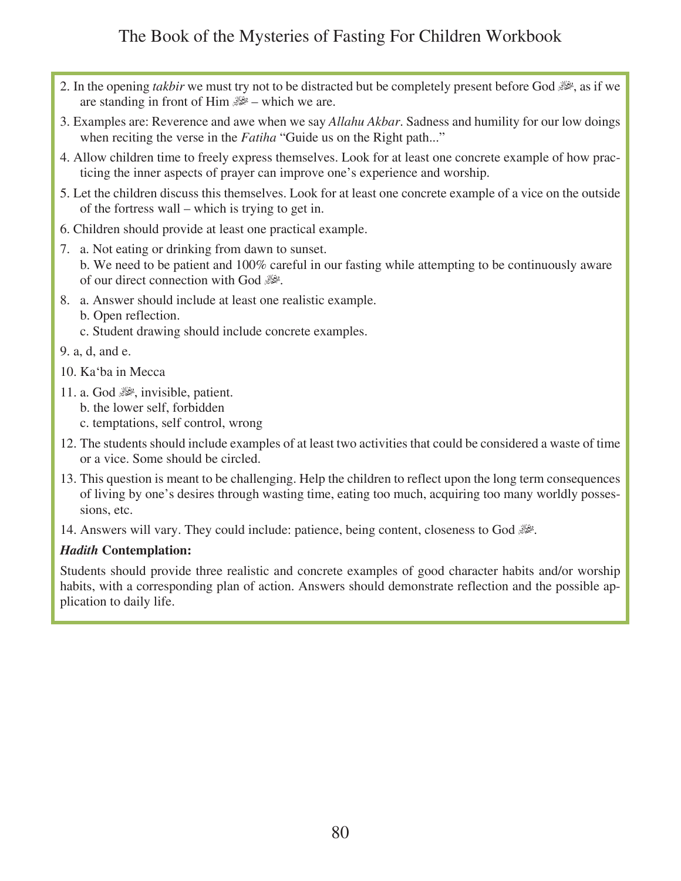2. In the opening *takbir* we must try not to be distracted but be completely present before God ﷻ, as if we are standing in front of Him ﷻ – which we are.

3. Examples are: Reverence and awe when we say *Allahu Akbar*. Sadness and humility for our low doings when reciting the verse in the *Fatiha* "Guide us on the Right path..."

4. Allow children time to freely express themselves. Look for at least one concrete example of how practicing the inner aspects of prayer can improve one's experience and worship.

5. Let the children discuss this themselves. Look for at least one concrete example of a vice on the outside of the fortress wall – which is trying to get in.

6. Children should provide at least one practical example.

7. a. Not eating or drinking from dawn to sunset.
   b. We need to be patient and 100% careful in our fasting while attempting to be continuously aware of our direct connection with God ﷻ.

8. a. Answer should include at least one realistic example.
   b. Open reflection.
   c. Student drawing should include concrete examples.

9. a, d, and e.

10. Ka'ba in Mecca

11. a. God ﷻ, invisible, patient.
    b. the lower self, forbidden
    c. temptations, self control, wrong

12. The students should include examples of at least two activities that could be considered a waste of time or a vice. Some should be circled.

13. This question is meant to be challenging. Help the children to reflect upon the long term consequences of living by one's desires through wasting time, eating too much, acquiring too many worldly possessions, etc.

14. Answers will vary. They could include: patience, being content, closeness to God ﷻ.

***Hadith* Contemplation:**

Students should provide three realistic and concrete examples of good character habits and/or worship habits, with a corresponding plan of action. Answers should demonstrate reflection and the possible application to daily life.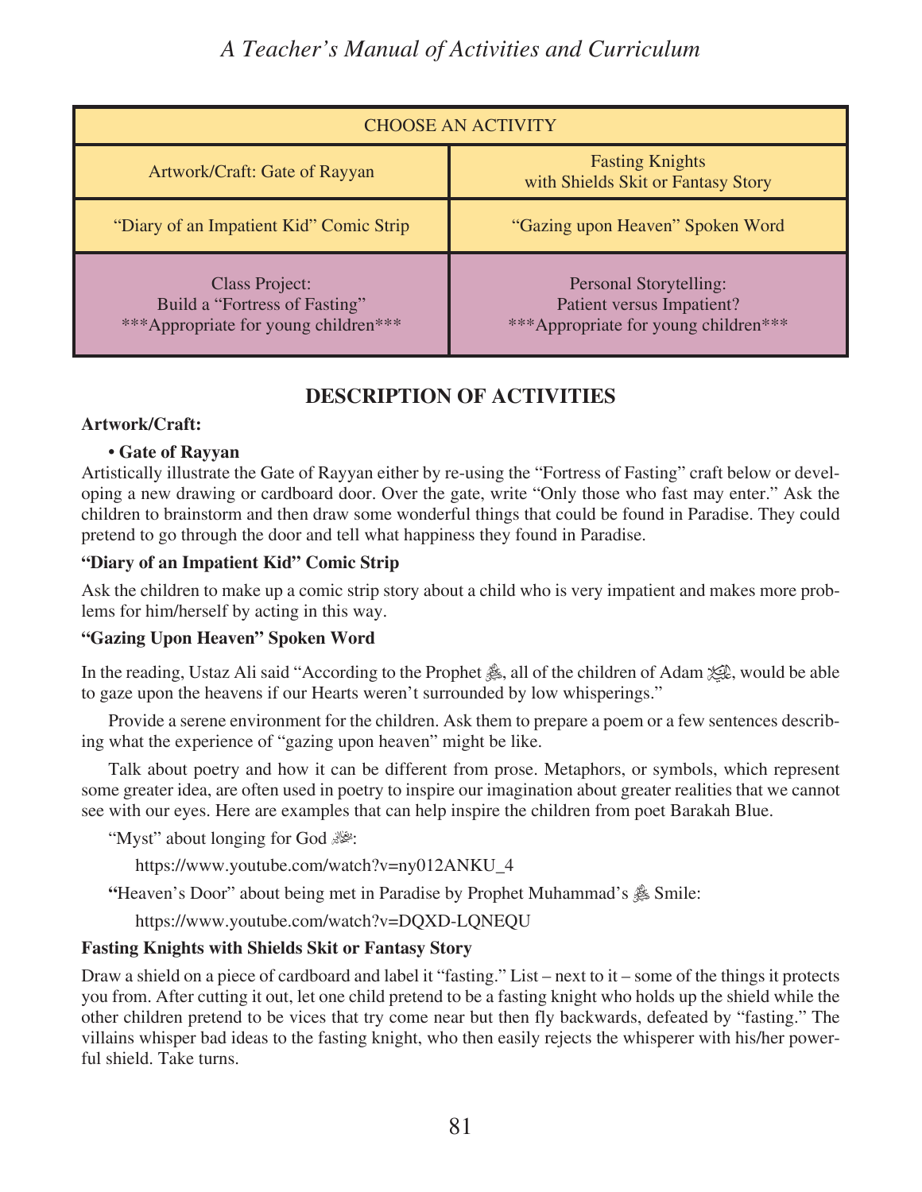| CHOOSE AN ACTIVITY | |
|---|---|
| Artwork/Craft: Gate of Rayyan | Fasting Knights with Shields Skit or Fantasy Story |
| "Diary of an Impatient Kid" Comic Strip | "Gazing upon Heaven" Spoken Word |
| Class Project: Build a "Fortress of Fasting" ***Appropriate for young children*** | Personal Storytelling: Patient versus Impatient? ***Appropriate for young children*** |

## DESCRIPTION OF ACTIVITIES

**Artwork/Craft:**

- **Gate of Rayyan**

Artistically illustrate the Gate of Rayyan either by re-using the "Fortress of Fasting" craft below or developing a new drawing or cardboard door. Over the gate, write "Only those who fast may enter." Ask the children to brainstorm and then draw some wonderful things that could be found in Paradise. They could pretend to go through the door and tell what happiness they found in Paradise.

**"Diary of an Impatient Kid" Comic Strip**

Ask the children to make up a comic strip story about a child who is very impatient and makes more problems for him/herself by acting in this way.

**"Gazing Upon Heaven" Spoken Word**

In the reading, Ustaz Ali said "According to the Prophet ﷺ, all of the children of Adam ﷺ, would be able to gaze upon the heavens if our Hearts weren't surrounded by low whisperings."

Provide a serene environment for the children. Ask them to prepare a poem or a few sentences describing what the experience of "gazing upon heaven" might be like.

Talk about poetry and how it can be different from prose. Metaphors, or symbols, which represent some greater idea, are often used in poetry to inspire our imagination about greater realities that we cannot see with our eyes. Here are examples that can help inspire the children from poet Barakah Blue.

"Myst" about longing for God ﷻ:

https://www.youtube.com/watch?v=ny012ANKU_4

"Heaven's Door" about being met in Paradise by Prophet Muhammad's ﷺ Smile:

https://www.youtube.com/watch?v=DQXD-LQNEQU

**Fasting Knights with Shields Skit or Fantasy Story**

Draw a shield on a piece of cardboard and label it "fasting." List – next to it – some of the things it protects you from. After cutting it out, let one child pretend to be a fasting knight who holds up the shield while the other children pretend to be vices that try come near but then fly backwards, defeated by "fasting." The villains whisper bad ideas to the fasting knight, who then easily rejects the whisperer with his/her powerful shield. Take turns.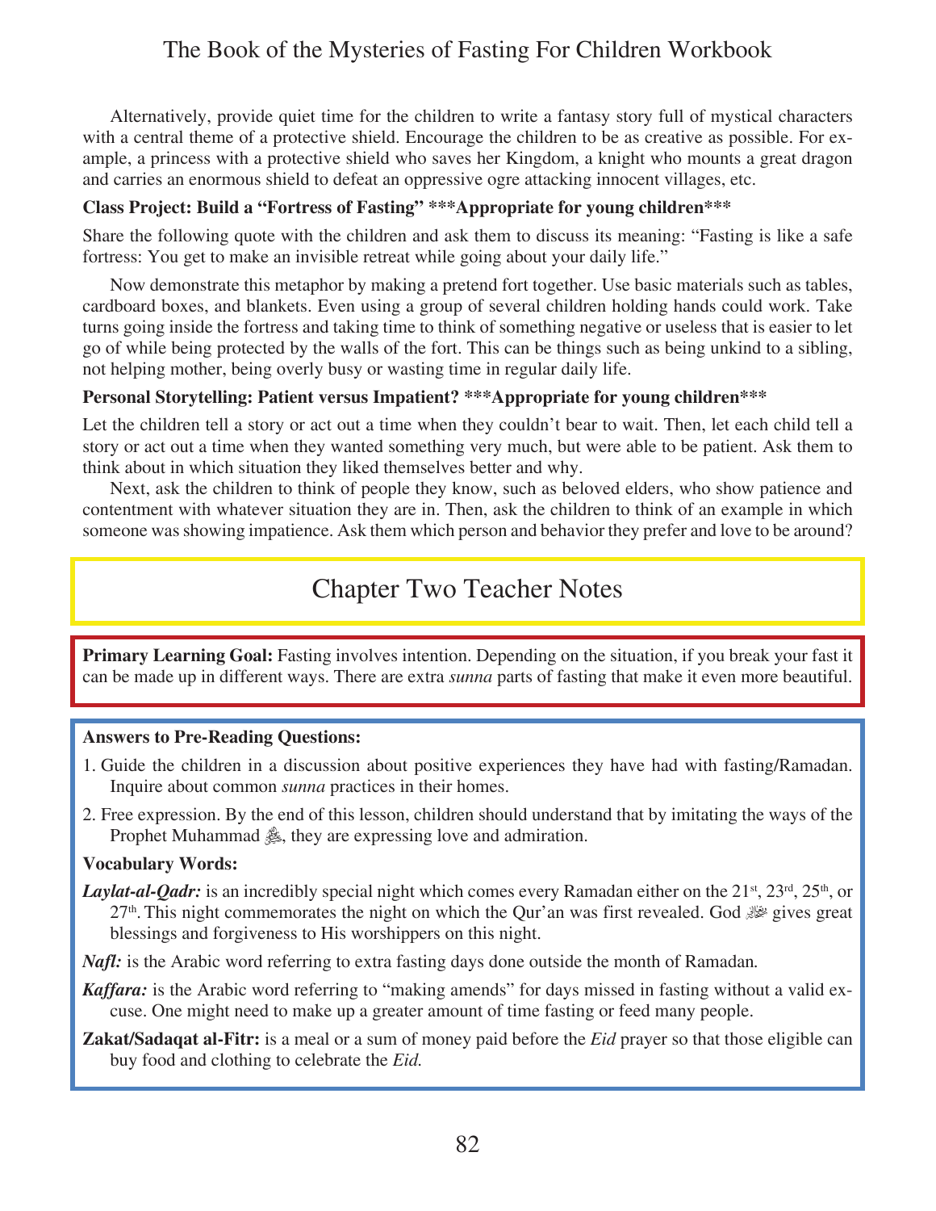Alternatively, provide quiet time for the children to write a fantasy story full of mystical characters with a central theme of a protective shield. Encourage the children to be as creative as possible. For example, a princess with a protective shield who saves her Kingdom, a knight who mounts a great dragon and carries an enormous shield to defeat an oppressive ogre attacking innocent villages, etc.

**Class Project: Build a "Fortress of Fasting" ***Appropriate for young children*****

Share the following quote with the children and ask them to discuss its meaning: "Fasting is like a safe fortress: You get to make an invisible retreat while going about your daily life."

Now demonstrate this metaphor by making a pretend fort together. Use basic materials such as tables, cardboard boxes, and blankets. Even using a group of several children holding hands could work. Take turns going inside the fortress and taking time to think of something negative or useless that is easier to let go of while being protected by the walls of the fort. This can be things such as being unkind to a sibling, not helping mother, being overly busy or wasting time in regular daily life.

**Personal Storytelling: Patient versus Impatient? ***Appropriate for young children*****

Let the children tell a story or act out a time when they couldn't bear to wait. Then, let each child tell a story or act out a time when they wanted something very much, but were able to be patient. Ask them to think about in which situation they liked themselves better and why.

Next, ask the children to think of people they know, such as beloved elders, who show patience and contentment with whatever situation they are in. Then, ask the children to think of an example in which someone was showing impatience. Ask them which person and behavior they prefer and love to be around?

## Chapter Two Teacher Notes

**Primary Learning Goal:** Fasting involves intention. Depending on the situation, if you break your fast it can be made up in different ways. There are extra *sunna* parts of fasting that make it even more beautiful.

**Answers to Pre-Reading Questions:**

1. Guide the children in a discussion about positive experiences they have had with fasting/Ramadan. Inquire about common *sunna* practices in their homes.
2. Free expression. By the end of this lesson, children should understand that by imitating the ways of the Prophet Muhammad ﷺ, they are expressing love and admiration.

**Vocabulary Words:**

***Laylat-al-Qadr:*** is an incredibly special night which comes every Ramadan either on the 21st, 23rd, 25th, or 27th. This night commemorates the night on which the Qur'an was first revealed. God ﷻ gives great blessings and forgiveness to His worshippers on this night.

***Nafl:*** is the Arabic word referring to extra fasting days done outside the month of Ramadan.

***Kaffara:*** is the Arabic word referring to "making amends" for days missed in fasting without a valid excuse. One might need to make up a greater amount of time fasting or feed many people.

**Zakat/Sadaqat al-Fitr:** is a meal or a sum of money paid before the *Eid* prayer so that those eligible can buy food and clothing to celebrate the *Eid*.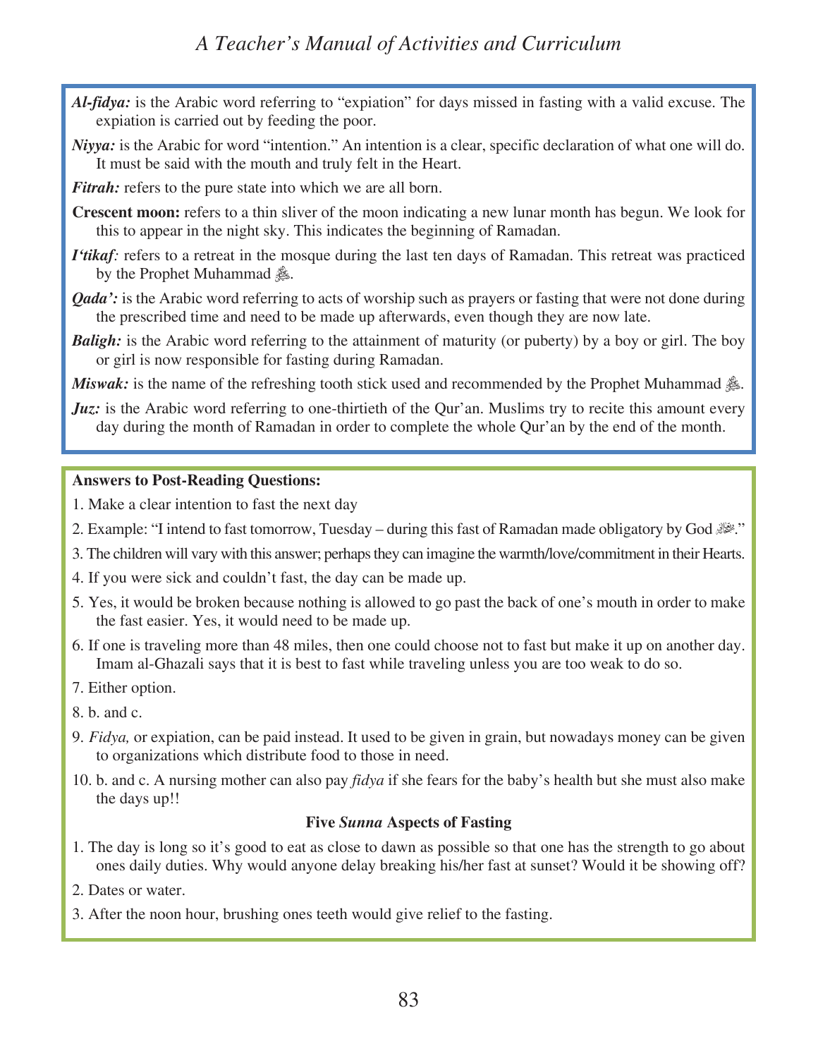***Al-fidya:*** is the Arabic word referring to "expiation" for days missed in fasting with a valid excuse. The expiation is carried out by feeding the poor.

***Niyya:*** is the Arabic for word "intention." An intention is a clear, specific declaration of what one will do. It must be said with the mouth and truly felt in the Heart.

***Fitrah:*** refers to the pure state into which we are all born.

**Crescent moon:** refers to a thin sliver of the moon indicating a new lunar month has begun. We look for this to appear in the night sky. This indicates the beginning of Ramadan.

***I'tikaf:*** refers to a retreat in the mosque during the last ten days of Ramadan. This retreat was practiced by the Prophet Muhammad ﷺ.

***Qada':*** is the Arabic word referring to acts of worship such as prayers or fasting that were not done during the prescribed time and need to be made up afterwards, even though they are now late.

***Baligh:*** is the Arabic word referring to the attainment of maturity (or puberty) by a boy or girl. The boy or girl is now responsible for fasting during Ramadan.

***Miswak:*** is the name of the refreshing tooth stick used and recommended by the Prophet Muhammad ﷺ.

***Juz:*** is the Arabic word referring to one-thirtieth of the Qur'an. Muslims try to recite this amount every day during the month of Ramadan in order to complete the whole Qur'an by the end of the month.

**Answers to Post-Reading Questions:**

1. Make a clear intention to fast the next day
2. Example: "I intend to fast tomorrow, Tuesday – during this fast of Ramadan made obligatory by God ﷻ."
3. The children will vary with this answer; perhaps they can imagine the warmth/love/commitment in their Hearts.
4. If you were sick and couldn't fast, the day can be made up.
5. Yes, it would be broken because nothing is allowed to go past the back of one's mouth in order to make the fast easier. Yes, it would need to be made up.
6. If one is traveling more than 48 miles, then one could choose not to fast but make it up on another day. Imam al-Ghazali says that it is best to fast while traveling unless you are too weak to do so.
7. Either option.
8. b. and c.
9. *Fidya,* or expiation, can be paid instead. It used to be given in grain, but nowadays money can be given to organizations which distribute food to those in need.
10. b. and c. A nursing mother can also pay *fidya* if she fears for the baby's health but she must also make the days up!!

**Five *Sunna* Aspects of Fasting**

1. The day is long so it's good to eat as close to dawn as possible so that one has the strength to go about ones daily duties. Why would anyone delay breaking his/her fast at sunset? Would it be showing off?
2. Dates or water.
3. After the noon hour, brushing ones teeth would give relief to the fasting.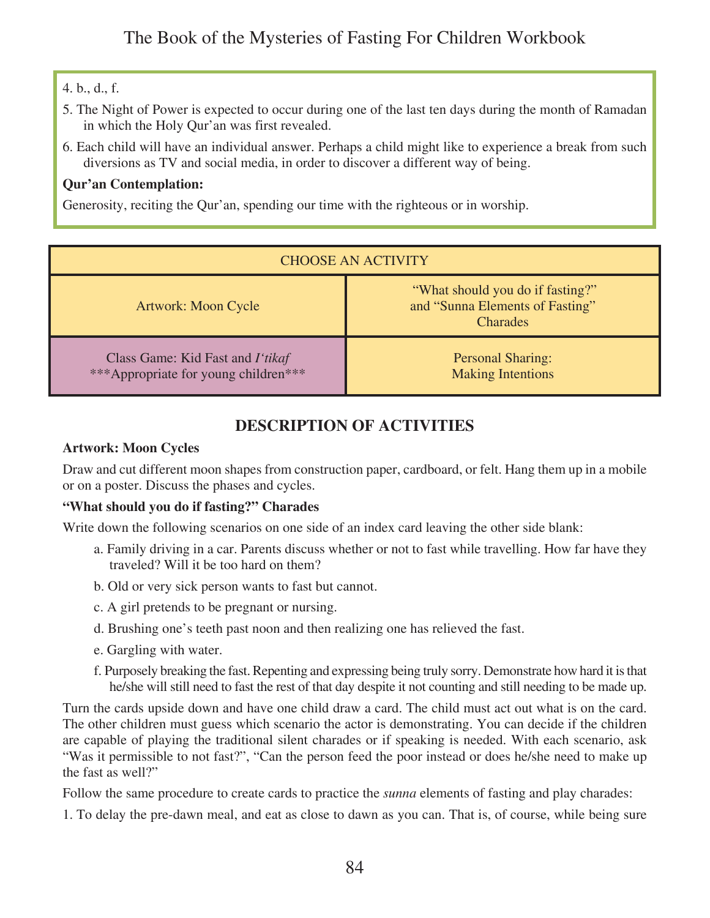4. b., d., f.

5. The Night of Power is expected to occur during one of the last ten days during the month of Ramadan in which the Holy Qur'an was first revealed.

6. Each child will have an individual answer. Perhaps a child might like to experience a break from such diversions as TV and social media, in order to discover a different way of being.

**Qur'an Contemplation:**

Generosity, reciting the Qur'an, spending our time with the righteous or in worship.

| CHOOSE AN ACTIVITY | |
|---|---|
| Artwork: Moon Cycle | "What should you do if fasting?" and "Sunna Elements of Fasting" Charades |
| Class Game: Kid Fast and *I'tikaf* ***Appropriate for young children*** | Personal Sharing: Making Intentions |

## DESCRIPTION OF ACTIVITIES

**Artwork: Moon Cycles**

Draw and cut different moon shapes from construction paper, cardboard, or felt. Hang them up in a mobile or on a poster. Discuss the phases and cycles.

**"What should you do if fasting?" Charades**

Write down the following scenarios on one side of an index card leaving the other side blank:

a. Family driving in a car. Parents discuss whether or not to fast while travelling. How far have they traveled? Will it be too hard on them?

b. Old or very sick person wants to fast but cannot.

c. A girl pretends to be pregnant or nursing.

d. Brushing one's teeth past noon and then realizing one has relieved the fast.

e. Gargling with water.

f. Purposely breaking the fast. Repenting and expressing being truly sorry. Demonstrate how hard it is that he/she will still need to fast the rest of that day despite it not counting and still needing to be made up.

Turn the cards upside down and have one child draw a card. The child must act out what is on the card. The other children must guess which scenario the actor is demonstrating. You can decide if the children are capable of playing the traditional silent charades or if speaking is needed. With each scenario, ask "Was it permissible to not fast?", "Can the person feed the poor instead or does he/she need to make up the fast as well?"

Follow the same procedure to create cards to practice the *sunna* elements of fasting and play charades:

1. To delay the pre-dawn meal, and eat as close to dawn as you can. That is, of course, while being sure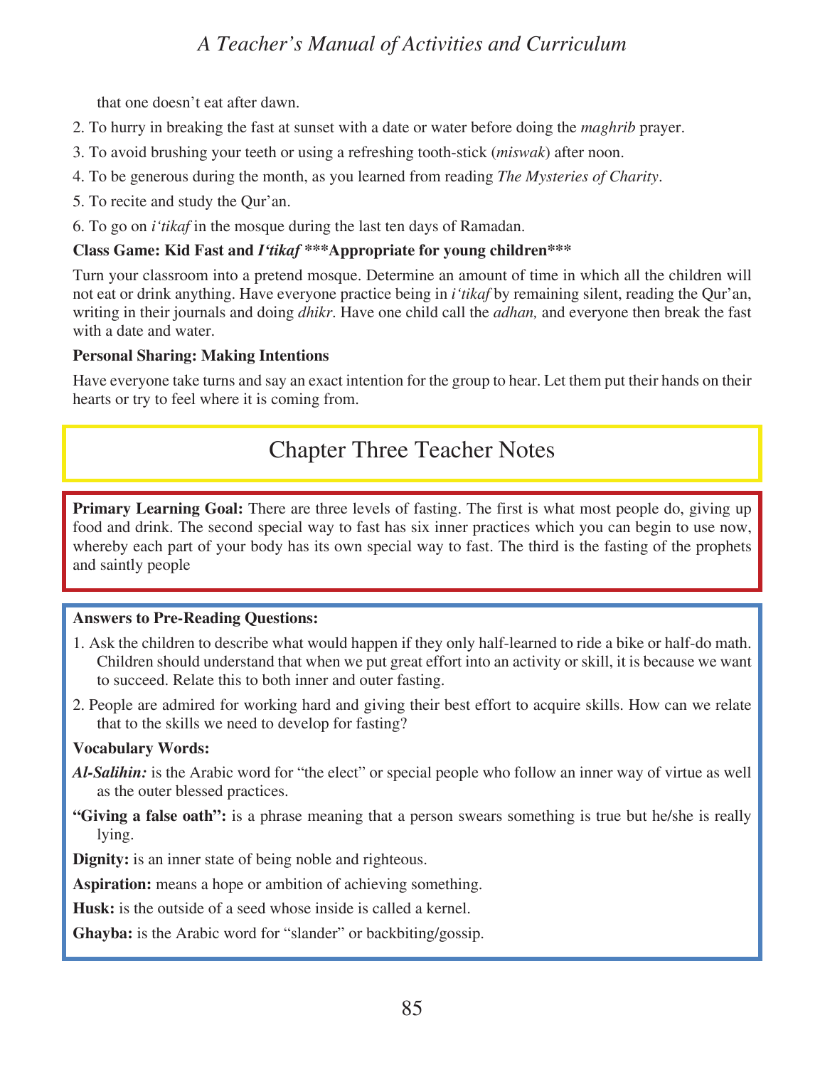that one doesn't eat after dawn.

2. To hurry in breaking the fast at sunset with a date or water before doing the *maghrib* prayer.
3. To avoid brushing your teeth or using a refreshing tooth-stick (*miswak*) after noon.
4. To be generous during the month, as you learned from reading *The Mysteries of Charity*.
5. To recite and study the Qur'an.
6. To go on *i'tikaf* in the mosque during the last ten days of Ramadan.

**Class Game: Kid Fast and *I'tikaf* ***Appropriate for young children*****

Turn your classroom into a pretend mosque. Determine an amount of time in which all the children will not eat or drink anything. Have everyone practice being in *i'tikaf* by remaining silent, reading the Qur'an, writing in their journals and doing *dhikr*. Have one child call the *adhan,* and everyone then break the fast with a date and water.

**Personal Sharing: Making Intentions**

Have everyone take turns and say an exact intention for the group to hear. Let them put their hands on their hearts or try to feel where it is coming from.

## Chapter Three Teacher Notes

**Primary Learning Goal:** There are three levels of fasting. The first is what most people do, giving up food and drink. The second special way to fast has six inner practices which you can begin to use now, whereby each part of your body has its own special way to fast. The third is the fasting of the prophets and saintly people

**Answers to Pre-Reading Questions:**

1. Ask the children to describe what would happen if they only half-learned to ride a bike or half-do math. Children should understand that when we put great effort into an activity or skill, it is because we want to succeed. Relate this to both inner and outer fasting.
2. People are admired for working hard and giving their best effort to acquire skills. How can we relate that to the skills we need to develop for fasting?

**Vocabulary Words:**

***Al-Salihin:*** is the Arabic word for "the elect" or special people who follow an inner way of virtue as well as the outer blessed practices.

**"Giving a false oath":** is a phrase meaning that a person swears something is true but he/she is really lying.

**Dignity:** is an inner state of being noble and righteous.

**Aspiration:** means a hope or ambition of achieving something.

**Husk:** is the outside of a seed whose inside is called a kernel.

**Ghayba:** is the Arabic word for "slander" or backbiting/gossip.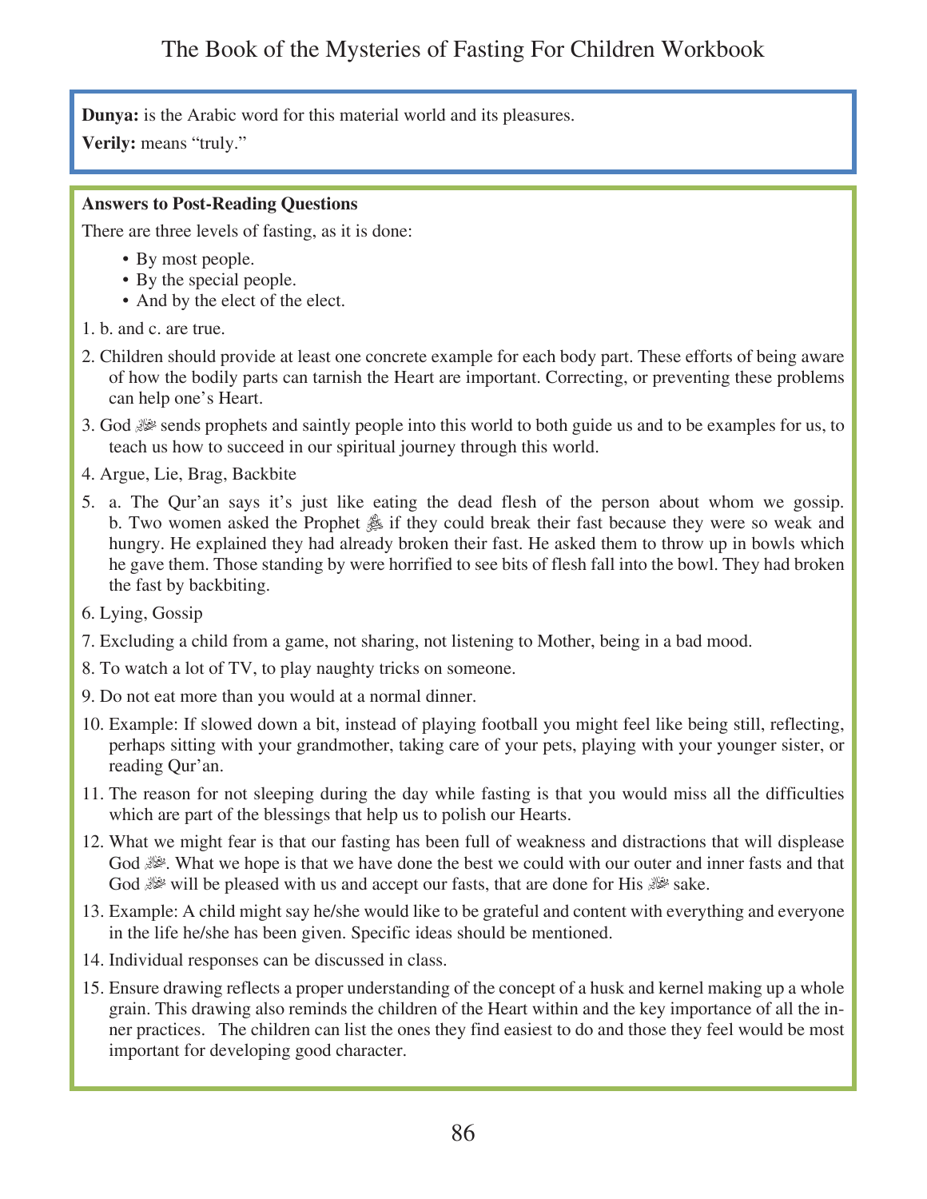**Dunya:** is the Arabic word for this material world and its pleasures.

**Verily:** means "truly."

**Answers to Post-Reading Questions**

There are three levels of fasting, as it is done:

- By most people.
- By the special people.
- And by the elect of the elect.

1. b. and c. are true.
2. Children should provide at least one concrete example for each body part. These efforts of being aware of how the bodily parts can tarnish the Heart are important. Correcting, or preventing these problems can help one's Heart.
3. God ﷻ sends prophets and saintly people into this world to both guide us and to be examples for us, to teach us how to succeed in our spiritual journey through this world.
4. Argue, Lie, Brag, Backbite
5. a. The Qur'an says it's just like eating the dead flesh of the person about whom we gossip. b. Two women asked the Prophet ﷺ if they could break their fast because they were so weak and hungry. He explained they had already broken their fast. He asked them to throw up in bowls which he gave them. Those standing by were horrified to see bits of flesh fall into the bowl. They had broken the fast by backbiting.
6. Lying, Gossip
7. Excluding a child from a game, not sharing, not listening to Mother, being in a bad mood.
8. To watch a lot of TV, to play naughty tricks on someone.
9. Do not eat more than you would at a normal dinner.
10. Example: If slowed down a bit, instead of playing football you might feel like being still, reflecting, perhaps sitting with your grandmother, taking care of your pets, playing with your younger sister, or reading Qur'an.
11. The reason for not sleeping during the day while fasting is that you would miss all the difficulties which are part of the blessings that help us to polish our Hearts.
12. What we might fear is that our fasting has been full of weakness and distractions that will displease God ﷻ. What we hope is that we have done the best we could with our outer and inner fasts and that God ﷻ will be pleased with us and accept our fasts, that are done for His ﷻ sake.
13. Example: A child might say he/she would like to be grateful and content with everything and everyone in the life he/she has been given. Specific ideas should be mentioned.
14. Individual responses can be discussed in class.
15. Ensure drawing reflects a proper understanding of the concept of a husk and kernel making up a whole grain. This drawing also reminds the children of the Heart within and the key importance of all the inner practices. The children can list the ones they find easiest to do and those they feel would be most important for developing good character.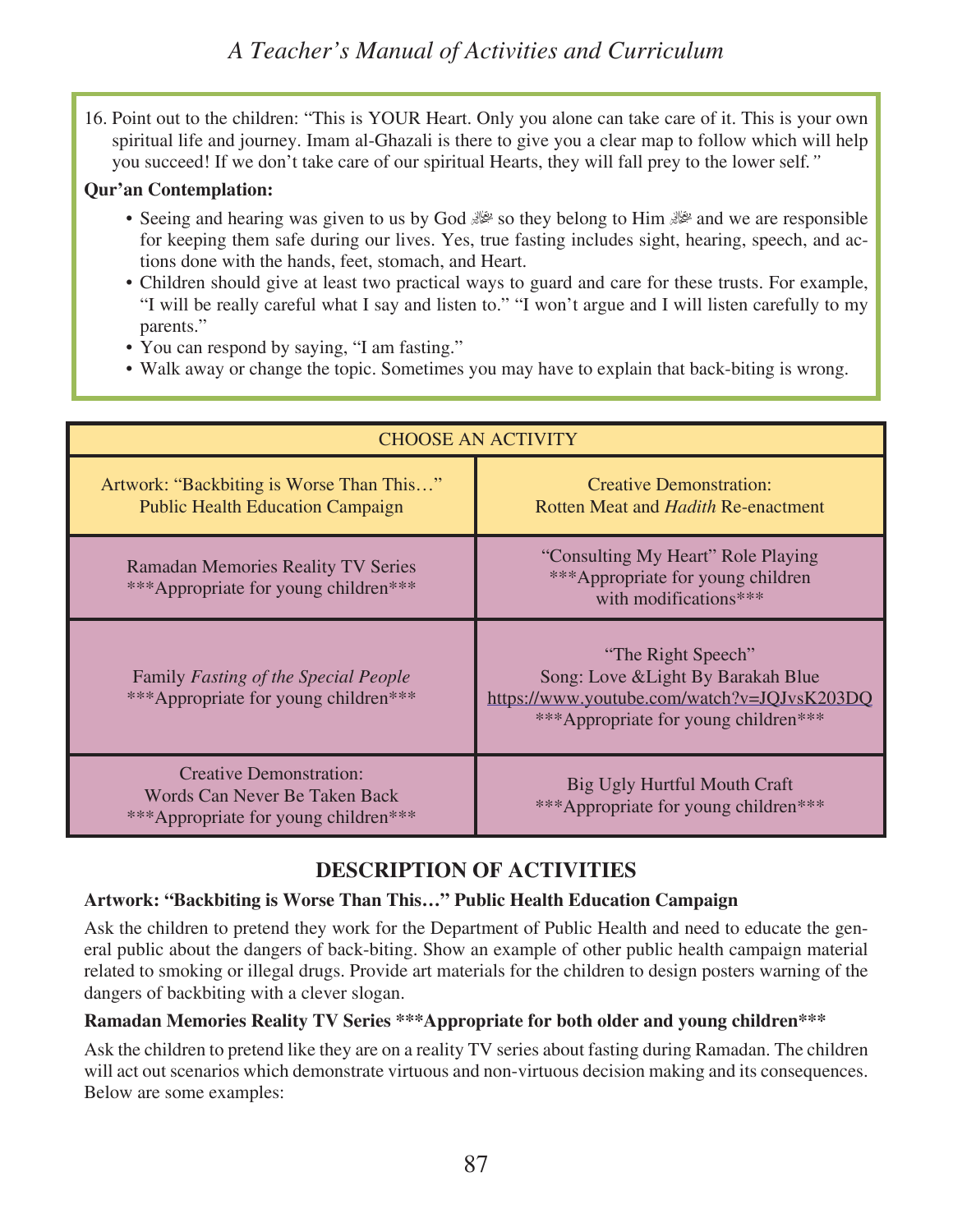16. Point out to the children: "This is YOUR Heart. Only you alone can take care of it. This is your own spiritual life and journey. Imam al-Ghazali is there to give you a clear map to follow which will help you succeed! If we don't take care of our spiritual Hearts, they will fall prey to the lower self."

**Qur'an Contemplation:**

- Seeing and hearing was given to us by God ﷻ so they belong to Him ﷻ and we are responsible for keeping them safe during our lives. Yes, true fasting includes sight, hearing, speech, and actions done with the hands, feet, stomach, and Heart.
- Children should give at least two practical ways to guard and care for these trusts. For example, "I will be really careful what I say and listen to." "I won't argue and I will listen carefully to my parents."
- You can respond by saying, "I am fasting."
- Walk away or change the topic. Sometimes you may have to explain that back-biting is wrong.

| CHOOSE AN ACTIVITY | |
|---|---|
| Artwork: "Backbiting is Worse Than This…" Public Health Education Campaign | Creative Demonstration: Rotten Meat and *Hadith* Re-enactment |
| Ramadan Memories Reality TV Series ***Appropriate for young children*** | "Consulting My Heart" Role Playing ***Appropriate for young children with modifications*** |
| Family *Fasting of the Special People* ***Appropriate for young children*** | "The Right Speech" Song: Love &Light By Barakah Blue https://www.youtube.com/watch?v=JQJvsK203DQ ***Appropriate for young children*** |
| Creative Demonstration: Words Can Never Be Taken Back ***Appropriate for young children*** | Big Ugly Hurtful Mouth Craft ***Appropriate for young children*** |

## DESCRIPTION OF ACTIVITIES

**Artwork: "Backbiting is Worse Than This…" Public Health Education Campaign**

Ask the children to pretend they work for the Department of Public Health and need to educate the general public about the dangers of back-biting. Show an example of other public health campaign material related to smoking or illegal drugs. Provide art materials for the children to design posters warning of the dangers of backbiting with a clever slogan.

**Ramadan Memories Reality TV Series ***Appropriate for both older and young children*****

Ask the children to pretend like they are on a reality TV series about fasting during Ramadan. The children will act out scenarios which demonstrate virtuous and non-virtuous decision making and its consequences. Below are some examples: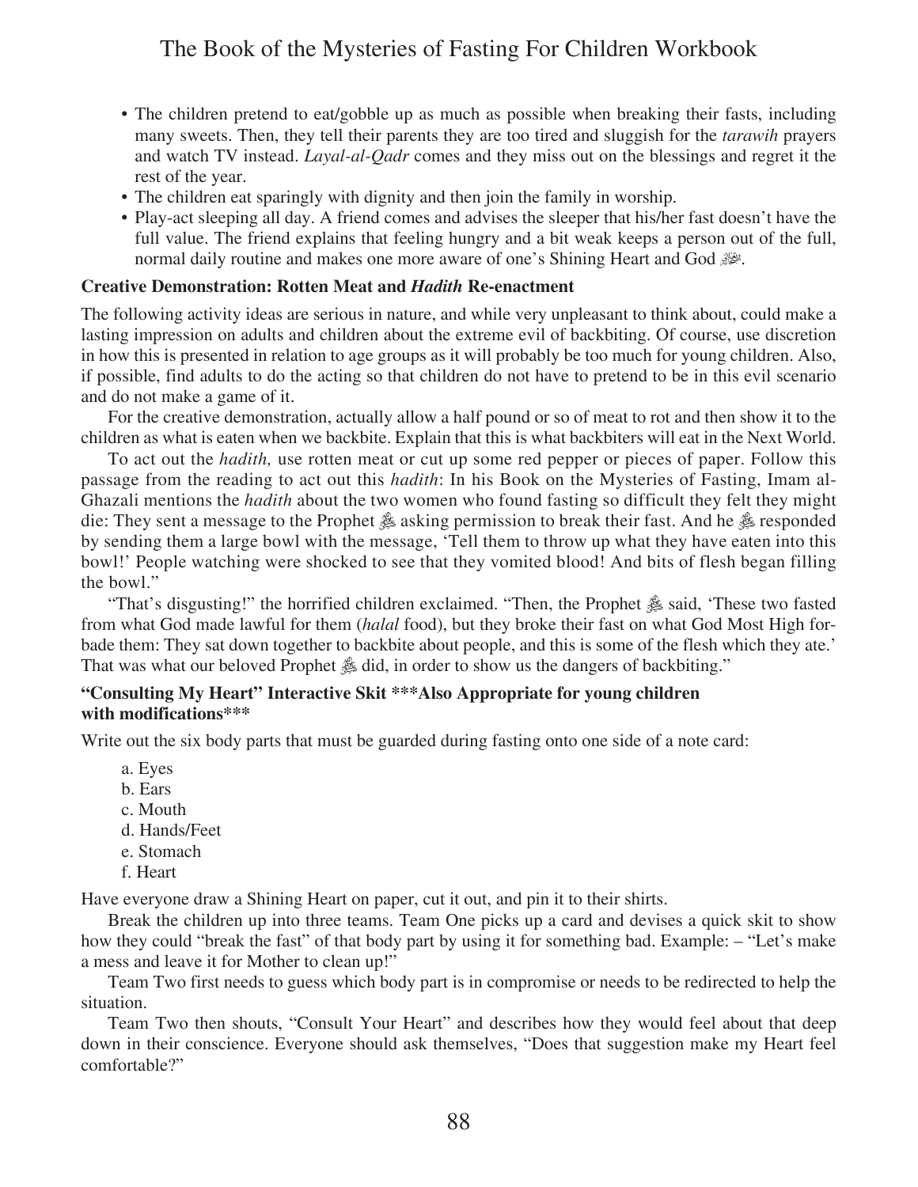- The children pretend to eat/gobble up as much as possible when breaking their fasts, including many sweets. Then, they tell their parents they are too tired and sluggish for the *tarawih* prayers and watch TV instead. *Layal-al-Qadr* comes and they miss out on the blessings and regret it the rest of the year.
- The children eat sparingly with dignity and then join the family in worship.
- Play-act sleeping all day. A friend comes and advises the sleeper that his/her fast doesn't have the full value. The friend explains that feeling hungry and a bit weak keeps a person out of the full, normal daily routine and makes one more aware of one's Shining Heart and God ﷻ.

**Creative Demonstration: Rotten Meat and *Hadith* Re-enactment**

The following activity ideas are serious in nature, and while very unpleasant to think about, could make a lasting impression on adults and children about the extreme evil of backbiting. Of course, use discretion in how this is presented in relation to age groups as it will probably be too much for young children. Also, if possible, find adults to do the acting so that children do not have to pretend to be in this evil scenario and do not make a game of it.

For the creative demonstration, actually allow a half pound or so of meat to rot and then show it to the children as what is eaten when we backbite. Explain that this is what backbiters will eat in the Next World.

To act out the *hadith,* use rotten meat or cut up some red pepper or pieces of paper. Follow this passage from the reading to act out this *hadith*: In his Book on the Mysteries of Fasting, Imam al-Ghazali mentions the *hadith* about the two women who found fasting so difficult they felt they might die: They sent a message to the Prophet ﷺ asking permission to break their fast. And he ﷺ responded by sending them a large bowl with the message, 'Tell them to throw up what they have eaten into this bowl!' People watching were shocked to see that they vomited blood! And bits of flesh began filling the bowl."

"That's disgusting!" the horrified children exclaimed. "Then, the Prophet ﷺ said, 'These two fasted from what God made lawful for them (*halal* food), but they broke their fast on what God Most High forbade them: They sat down together to backbite about people, and this is some of the flesh which they ate.' That was what our beloved Prophet ﷺ did, in order to show us the dangers of backbiting."

**"Consulting My Heart" Interactive Skit \*\*\*Also Appropriate for young children with modifications\*\*\***

Write out the six body parts that must be guarded during fasting onto one side of a note card:

a. Eyes
b. Ears
c. Mouth
d. Hands/Feet
e. Stomach
f. Heart

Have everyone draw a Shining Heart on paper, cut it out, and pin it to their shirts.

Break the children up into three teams. Team One picks up a card and devises a quick skit to show how they could "break the fast" of that body part by using it for something bad. Example: – "Let's make a mess and leave it for Mother to clean up!"

Team Two first needs to guess which body part is in compromise or needs to be redirected to help the situation.

Team Two then shouts, "Consult Your Heart" and describes how they would feel about that deep down in their conscience. Everyone should ask themselves, "Does that suggestion make my Heart feel comfortable?"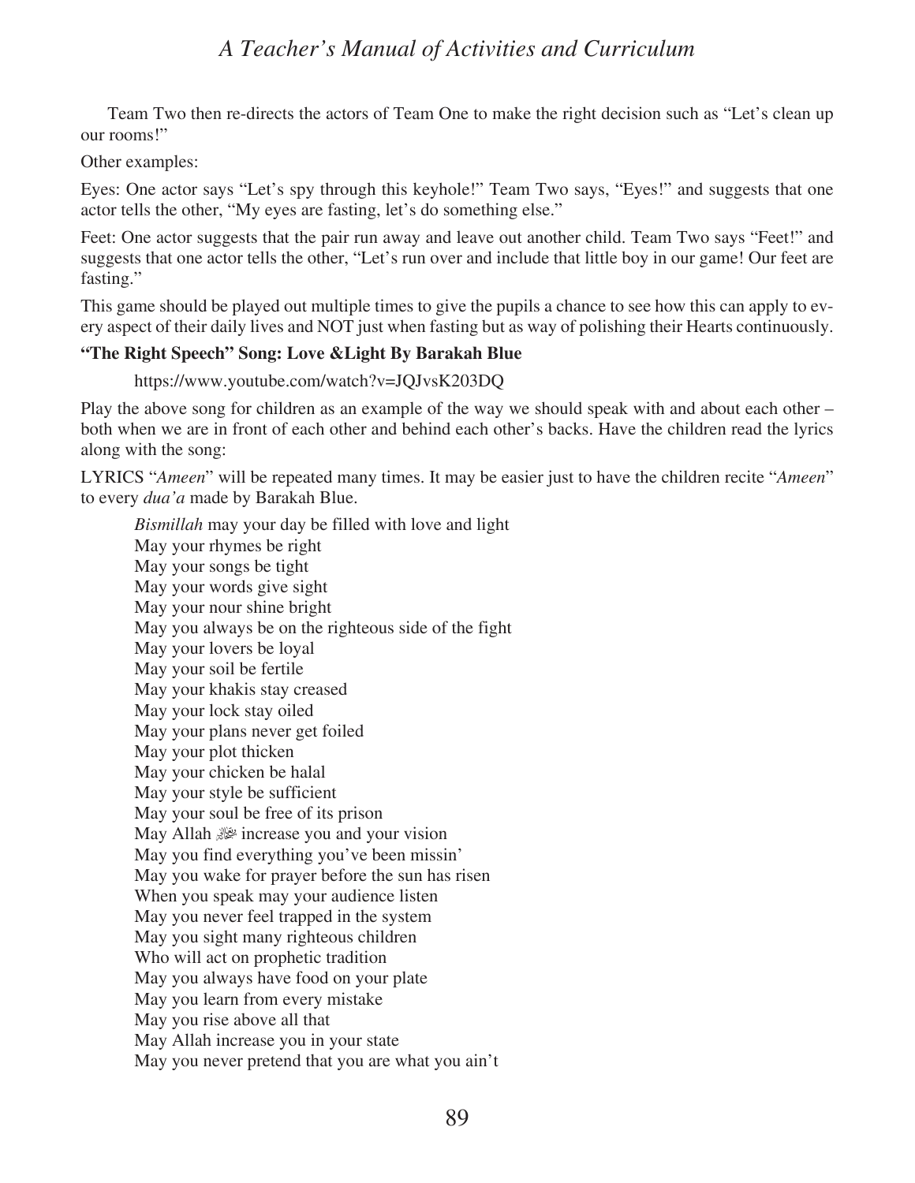Team Two then re-directs the actors of Team One to make the right decision such as "Let's clean up our rooms!"

Other examples:

Eyes: One actor says "Let's spy through this keyhole!" Team Two says, "Eyes!" and suggests that one actor tells the other, "My eyes are fasting, let's do something else."

Feet: One actor suggests that the pair run away and leave out another child. Team Two says "Feet!" and suggests that one actor tells the other, "Let's run over and include that little boy in our game! Our feet are fasting."

This game should be played out multiple times to give the pupils a chance to see how this can apply to every aspect of their daily lives and NOT just when fasting but as way of polishing their Hearts continuously.

**"The Right Speech" Song: Love &Light By Barakah Blue**

https://www.youtube.com/watch?v=JQJvsK203DQ

Play the above song for children as an example of the way we should speak with and about each other – both when we are in front of each other and behind each other's backs. Have the children read the lyrics along with the song:

LYRICS "*Ameen*" will be repeated many times. It may be easier just to have the children recite "*Ameen*" to every *dua'a* made by Barakah Blue.

*Bismillah* may your day be filled with love and light
May your rhymes be right
May your songs be tight
May your words give sight
May your nour shine bright
May you always be on the righteous side of the fight
May your lovers be loyal
May your soil be fertile
May your khakis stay creased
May your lock stay oiled
May your plans never get foiled
May your plot thicken
May your chicken be halal
May your style be sufficient
May your soul be free of its prison
May Allah ﷻ increase you and your vision
May you find everything you've been missin'
May you wake for prayer before the sun has risen
When you speak may your audience listen
May you never feel trapped in the system
May you sight many righteous children
Who will act on prophetic tradition
May you always have food on your plate
May you learn from every mistake
May you rise above all that
May Allah increase you in your state
May you never pretend that you are what you ain't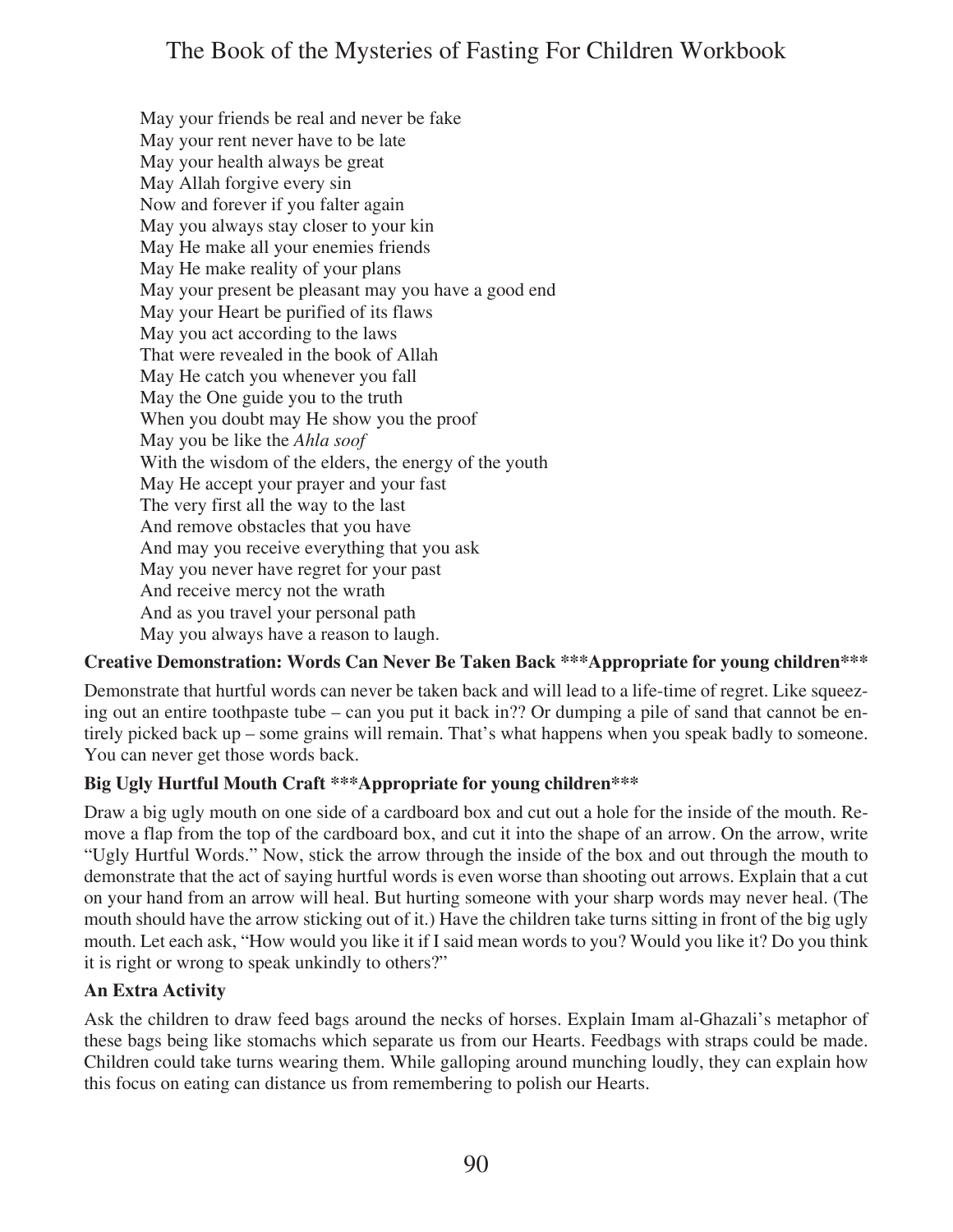May your friends be real and never be fake  
May your rent never have to be late  
May your health always be great  
May Allah forgive every sin  
Now and forever if you falter again  
May you always stay closer to your kin  
May He make all your enemies friends  
May He make reality of your plans  
May your present be pleasant may you have a good end  
May your Heart be purified of its flaws  
May you act according to the laws  
That were revealed in the book of Allah  
May He catch you whenever you fall  
May the One guide you to the truth  
When you doubt may He show you the proof  
May you be like the *Ahla soof*  
With the wisdom of the elders, the energy of the youth  
May He accept your prayer and your fast  
The very first all the way to the last  
And remove obstacles that you have  
And may you receive everything that you ask  
May you never have regret for your past  
And receive mercy not the wrath  
And as you travel your personal path  
May you always have a reason to laugh.

**Creative Demonstration: Words Can Never Be Taken Back ***Appropriate for young children*****

Demonstrate that hurtful words can never be taken back and will lead to a life-time of regret. Like squeezing out an entire toothpaste tube – can you put it back in?? Or dumping a pile of sand that cannot be entirely picked back up – some grains will remain. That's what happens when you speak badly to someone. You can never get those words back.

**Big Ugly Hurtful Mouth Craft ***Appropriate for young children*****

Draw a big ugly mouth on one side of a cardboard box and cut out a hole for the inside of the mouth. Remove a flap from the top of the cardboard box, and cut it into the shape of an arrow. On the arrow, write "Ugly Hurtful Words." Now, stick the arrow through the inside of the box and out through the mouth to demonstrate that the act of saying hurtful words is even worse than shooting out arrows. Explain that a cut on your hand from an arrow will heal. But hurting someone with your sharp words may never heal. (The mouth should have the arrow sticking out of it.) Have the children take turns sitting in front of the big ugly mouth. Let each ask, "How would you like it if I said mean words to you? Would you like it? Do you think it is right or wrong to speak unkindly to others?"

**An Extra Activity**

Ask the children to draw feed bags around the necks of horses. Explain Imam al-Ghazali's metaphor of these bags being like stomachs which separate us from our Hearts. Feedbags with straps could be made. Children could take turns wearing them. While galloping around munching loudly, they can explain how this focus on eating can distance us from remembering to polish our Hearts.